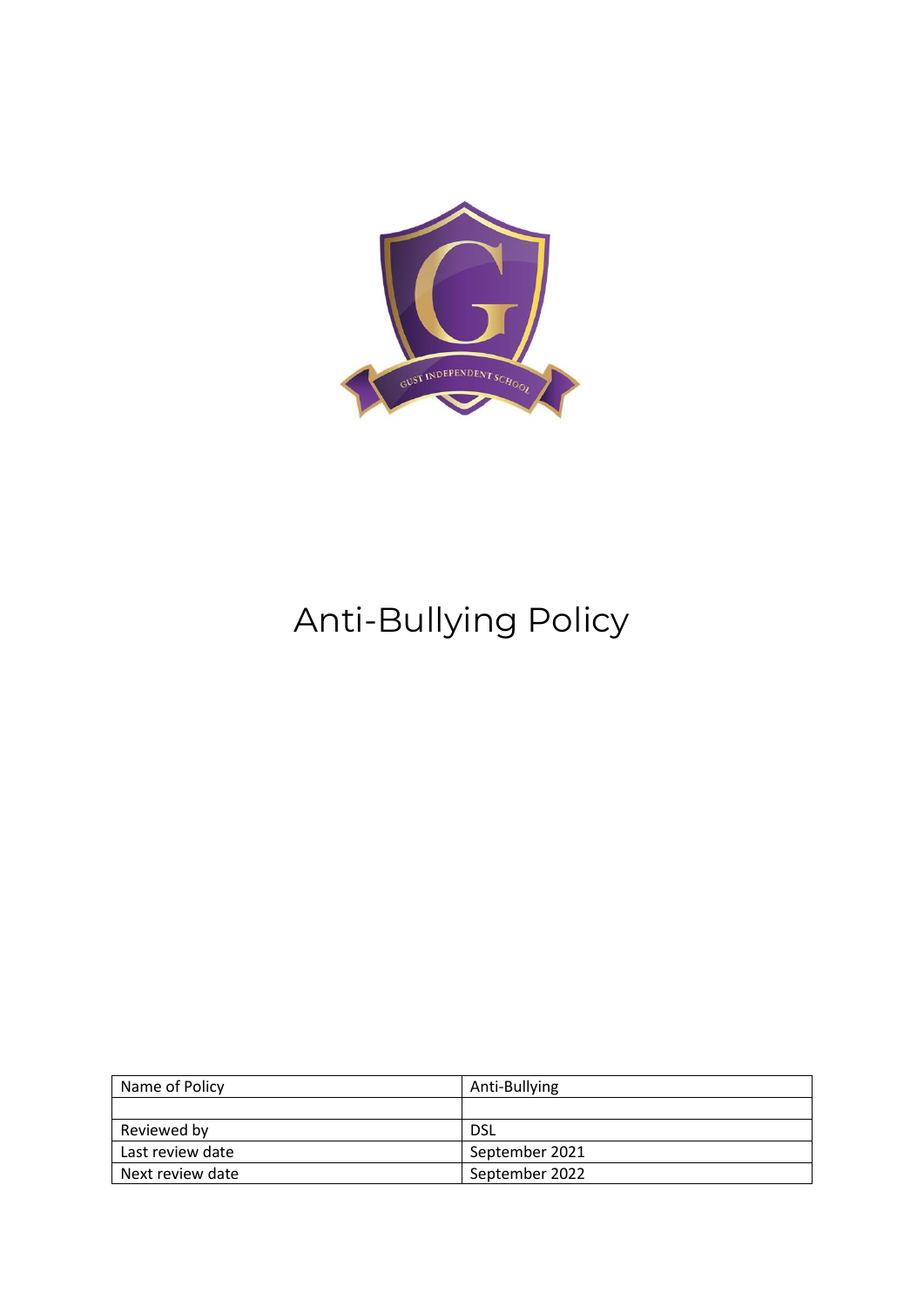# Anti-Bullying Policy

| Name of Policy | Anti-Bullying |
| --- | --- |
| | |
| Reviewed by | DSL |
| Last review date | September 2021 |
| Next review date | September 2022 |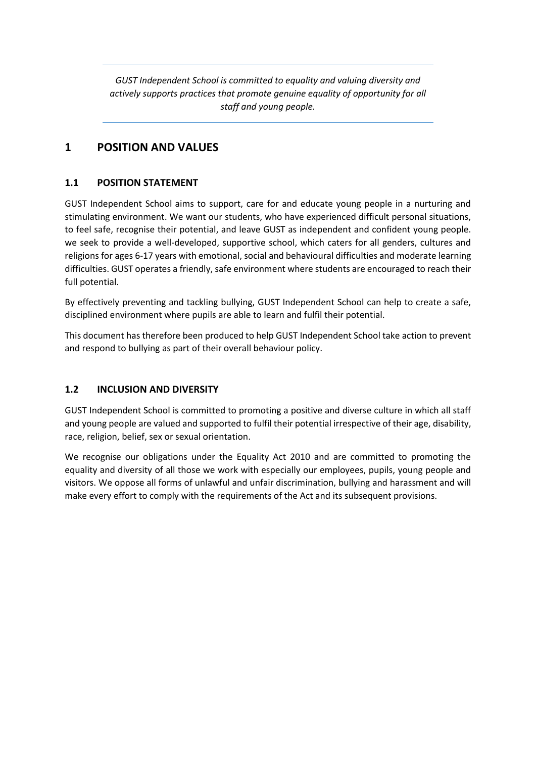*GUST Independent School is committed to equality and valuing diversity and actively supports practices that promote genuine equality of opportunity for all staff and young people.*

# 1 POSITION AND VALUES

## 1.1 POSITION STATEMENT

GUST Independent School aims to support, care for and educate young people in a nurturing and stimulating environment. We want our students, who have experienced difficult personal situations, to feel safe, recognise their potential, and leave GUST as independent and confident young people. we seek to provide a well-developed, supportive school, which caters for all genders, cultures and religions for ages 6-17 years with emotional, social and behavioural difficulties and moderate learning difficulties. GUST operates a friendly, safe environment where students are encouraged to reach their full potential.

By effectively preventing and tackling bullying, GUST Independent School can help to create a safe, disciplined environment where pupils are able to learn and fulfil their potential.

This document has therefore been produced to help GUST Independent School take action to prevent and respond to bullying as part of their overall behaviour policy.

## 1.2 INCLUSION AND DIVERSITY

GUST Independent School is committed to promoting a positive and diverse culture in which all staff and young people are valued and supported to fulfil their potential irrespective of their age, disability, race, religion, belief, sex or sexual orientation.

We recognise our obligations under the Equality Act 2010 and are committed to promoting the equality and diversity of all those we work with especially our employees, pupils, young people and visitors. We oppose all forms of unlawful and unfair discrimination, bullying and harassment and will make every effort to comply with the requirements of the Act and its subsequent provisions.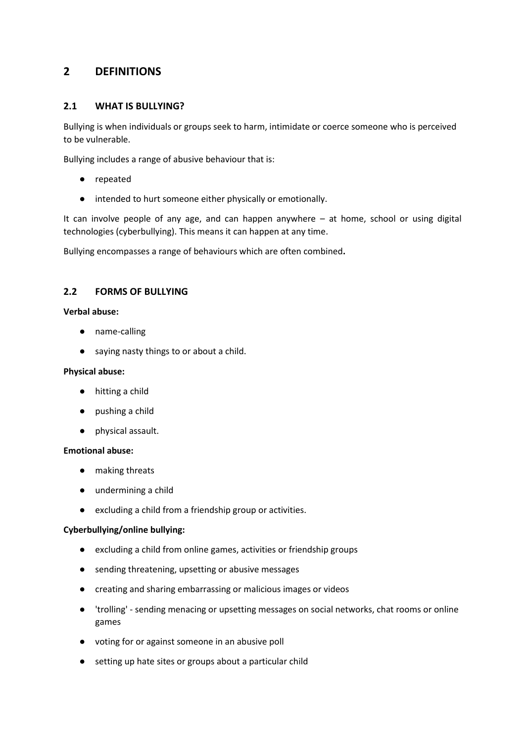## 2 DEFINITIONS

### 2.1 WHAT IS BULLYING?

Bullying is when individuals or groups seek to harm, intimidate or coerce someone who is perceived to be vulnerable.

Bullying includes a range of abusive behaviour that is:

- repeated
- intended to hurt someone either physically or emotionally.

It can involve people of any age, and can happen anywhere – at home, school or using digital technologies (cyberbullying). This means it can happen at any time.

Bullying encompasses a range of behaviours which are often combined.

### 2.2 FORMS OF BULLYING

**Verbal abuse:**

- name-calling
- saying nasty things to or about a child.

**Physical abuse:**

- hitting a child
- pushing a child
- physical assault.

**Emotional abuse:**

- making threats
- undermining a child
- excluding a child from a friendship group or activities.

**Cyberbullying/online bullying:**

- excluding a child from online games, activities or friendship groups
- sending threatening, upsetting or abusive messages
- creating and sharing embarrassing or malicious images or videos
- 'trolling' - sending menacing or upsetting messages on social networks, chat rooms or online games
- voting for or against someone in an abusive poll
- setting up hate sites or groups about a particular child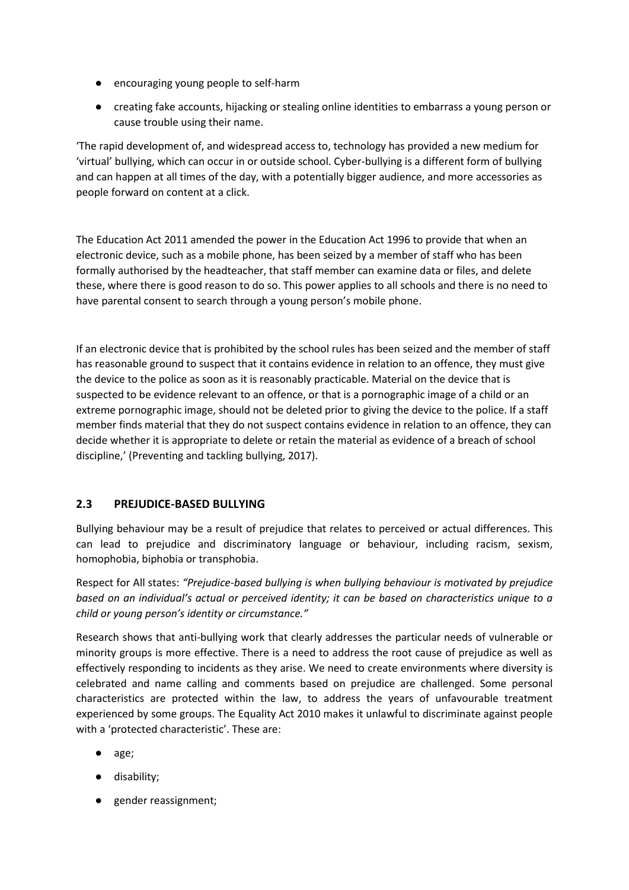- encouraging young people to self-harm
- creating fake accounts, hijacking or stealing online identities to embarrass a young person or cause trouble using their name.

'The rapid development of, and widespread access to, technology has provided a new medium for 'virtual' bullying, which can occur in or outside school. Cyber-bullying is a different form of bullying and can happen at all times of the day, with a potentially bigger audience, and more accessories as people forward on content at a click.

The Education Act 2011 amended the power in the Education Act 1996 to provide that when an electronic device, such as a mobile phone, has been seized by a member of staff who has been formally authorised by the headteacher, that staff member can examine data or files, and delete these, where there is good reason to do so. This power applies to all schools and there is no need to have parental consent to search through a young person's mobile phone.

If an electronic device that is prohibited by the school rules has been seized and the member of staff has reasonable ground to suspect that it contains evidence in relation to an offence, they must give the device to the police as soon as it is reasonably practicable. Material on the device that is suspected to be evidence relevant to an offence, or that is a pornographic image of a child or an extreme pornographic image, should not be deleted prior to giving the device to the police. If a staff member finds material that they do not suspect contains evidence in relation to an offence, they can decide whether it is appropriate to delete or retain the material as evidence of a breach of school discipline,' (Preventing and tackling bullying, 2017).

## 2.3 PREJUDICE-BASED BULLYING

Bullying behaviour may be a result of prejudice that relates to perceived or actual differences. This can lead to prejudice and discriminatory language or behaviour, including racism, sexism, homophobia, biphobia or transphobia.

Respect for All states: *"Prejudice-based bullying is when bullying behaviour is motivated by prejudice based on an individual's actual or perceived identity; it can be based on characteristics unique to a child or young person's identity or circumstance."*

Research shows that anti-bullying work that clearly addresses the particular needs of vulnerable or minority groups is more effective. There is a need to address the root cause of prejudice as well as effectively responding to incidents as they arise. We need to create environments where diversity is celebrated and name calling and comments based on prejudice are challenged. Some personal characteristics are protected within the law, to address the years of unfavourable treatment experienced by some groups. The Equality Act 2010 makes it unlawful to discriminate against people with a 'protected characteristic'. These are:

- age;
- disability;
- gender reassignment;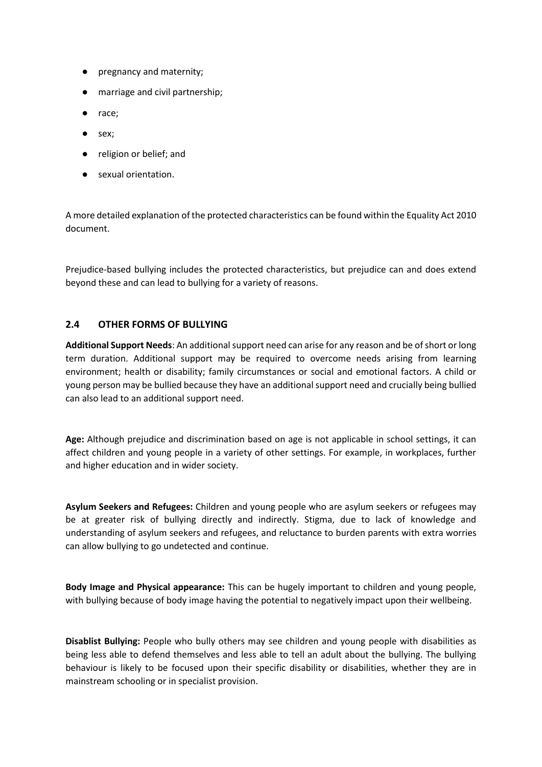- pregnancy and maternity;
- marriage and civil partnership;
- race;
- sex;
- religion or belief; and
- sexual orientation.

A more detailed explanation of the protected characteristics can be found within the Equality Act 2010 document.

Prejudice-based bullying includes the protected characteristics, but prejudice can and does extend beyond these and can lead to bullying for a variety of reasons.

## 2.4 OTHER FORMS OF BULLYING

**Additional Support Needs**: An additional support need can arise for any reason and be of short or long term duration. Additional support may be required to overcome needs arising from learning environment; health or disability; family circumstances or social and emotional factors. A child or young person may be bullied because they have an additional support need and crucially being bullied can also lead to an additional support need.

**Age:** Although prejudice and discrimination based on age is not applicable in school settings, it can affect children and young people in a variety of other settings. For example, in workplaces, further and higher education and in wider society.

**Asylum Seekers and Refugees:** Children and young people who are asylum seekers or refugees may be at greater risk of bullying directly and indirectly. Stigma, due to lack of knowledge and understanding of asylum seekers and refugees, and reluctance to burden parents with extra worries can allow bullying to go undetected and continue.

**Body Image and Physical appearance:** This can be hugely important to children and young people, with bullying because of body image having the potential to negatively impact upon their wellbeing.

**Disablist Bullying:** People who bully others may see children and young people with disabilities as being less able to defend themselves and less able to tell an adult about the bullying. The bullying behaviour is likely to be focused upon their specific disability or disabilities, whether they are in mainstream schooling or in specialist provision.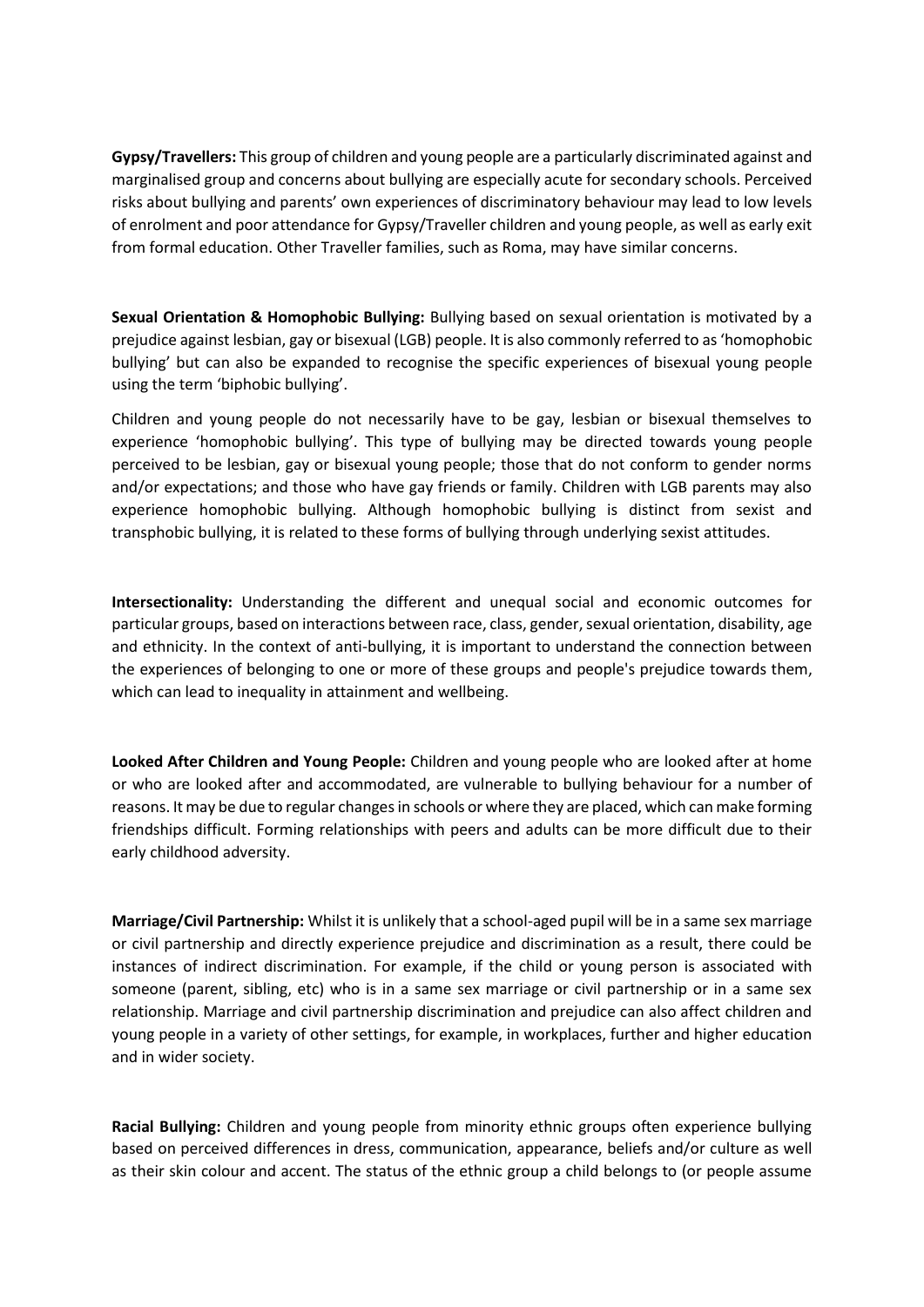**Gypsy/Travellers:** This group of children and young people are a particularly discriminated against and marginalised group and concerns about bullying are especially acute for secondary schools. Perceived risks about bullying and parents' own experiences of discriminatory behaviour may lead to low levels of enrolment and poor attendance for Gypsy/Traveller children and young people, as well as early exit from formal education. Other Traveller families, such as Roma, may have similar concerns.

**Sexual Orientation & Homophobic Bullying:** Bullying based on sexual orientation is motivated by a prejudice against lesbian, gay or bisexual (LGB) people. It is also commonly referred to as 'homophobic bullying' but can also be expanded to recognise the specific experiences of bisexual young people using the term 'biphobic bullying'.

Children and young people do not necessarily have to be gay, lesbian or bisexual themselves to experience 'homophobic bullying'. This type of bullying may be directed towards young people perceived to be lesbian, gay or bisexual young people; those that do not conform to gender norms and/or expectations; and those who have gay friends or family. Children with LGB parents may also experience homophobic bullying. Although homophobic bullying is distinct from sexist and transphobic bullying, it is related to these forms of bullying through underlying sexist attitudes.

**Intersectionality:** Understanding the different and unequal social and economic outcomes for particular groups, based on interactions between race, class, gender, sexual orientation, disability, age and ethnicity. In the context of anti-bullying, it is important to understand the connection between the experiences of belonging to one or more of these groups and people's prejudice towards them, which can lead to inequality in attainment and wellbeing.

**Looked After Children and Young People:** Children and young people who are looked after at home or who are looked after and accommodated, are vulnerable to bullying behaviour for a number of reasons. It may be due to regular changes in schools or where they are placed, which can make forming friendships difficult. Forming relationships with peers and adults can be more difficult due to their early childhood adversity.

**Marriage/Civil Partnership:** Whilst it is unlikely that a school-aged pupil will be in a same sex marriage or civil partnership and directly experience prejudice and discrimination as a result, there could be instances of indirect discrimination. For example, if the child or young person is associated with someone (parent, sibling, etc) who is in a same sex marriage or civil partnership or in a same sex relationship. Marriage and civil partnership discrimination and prejudice can also affect children and young people in a variety of other settings, for example, in workplaces, further and higher education and in wider society.

**Racial Bullying:** Children and young people from minority ethnic groups often experience bullying based on perceived differences in dress, communication, appearance, beliefs and/or culture as well as their skin colour and accent. The status of the ethnic group a child belongs to (or people assume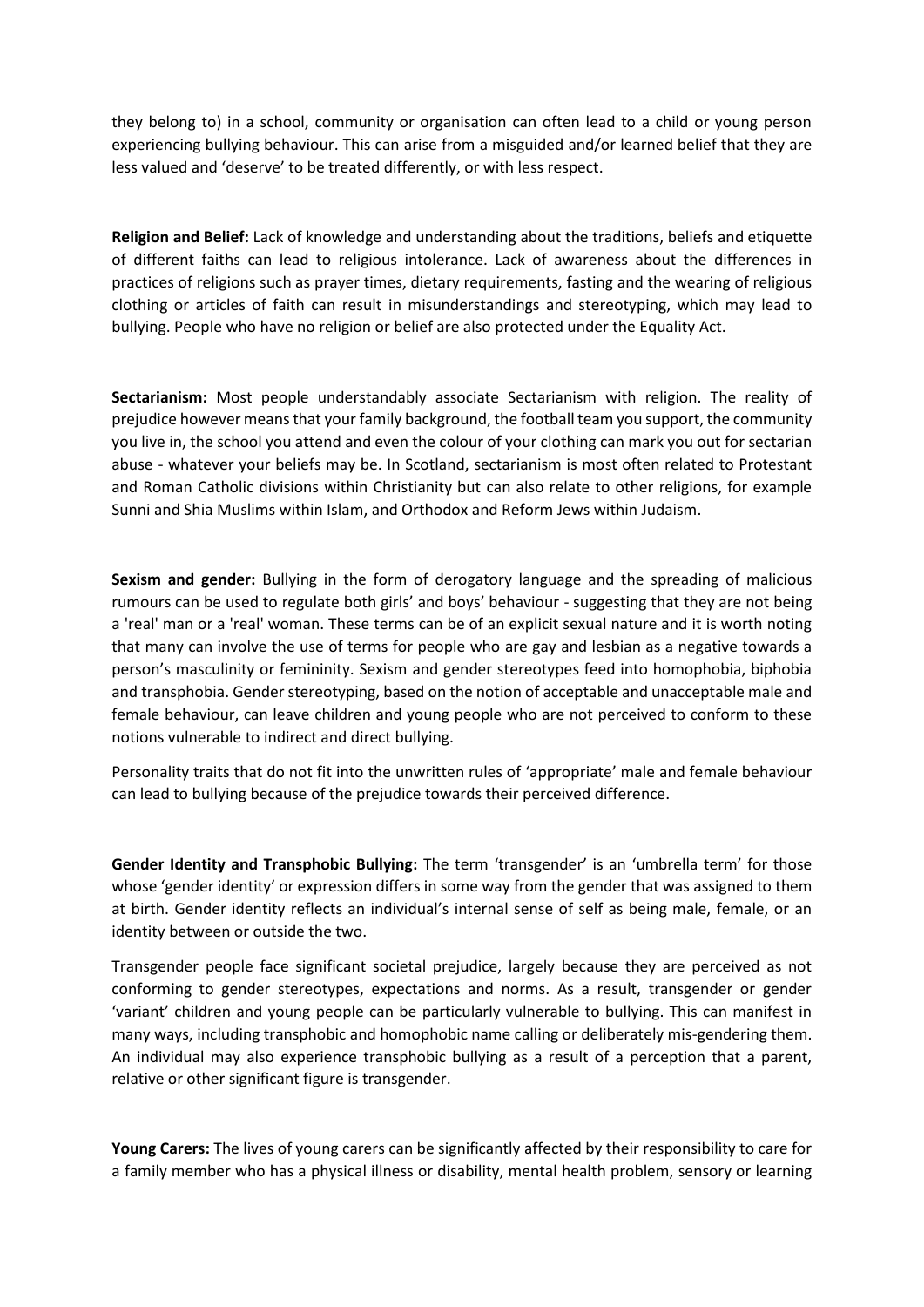they belong to) in a school, community or organisation can often lead to a child or young person experiencing bullying behaviour. This can arise from a misguided and/or learned belief that they are less valued and 'deserve' to be treated differently, or with less respect.

**Religion and Belief:** Lack of knowledge and understanding about the traditions, beliefs and etiquette of different faiths can lead to religious intolerance. Lack of awareness about the differences in practices of religions such as prayer times, dietary requirements, fasting and the wearing of religious clothing or articles of faith can result in misunderstandings and stereotyping, which may lead to bullying. People who have no religion or belief are also protected under the Equality Act.

**Sectarianism:** Most people understandably associate Sectarianism with religion. The reality of prejudice however means that your family background, the football team you support, the community you live in, the school you attend and even the colour of your clothing can mark you out for sectarian abuse - whatever your beliefs may be. In Scotland, sectarianism is most often related to Protestant and Roman Catholic divisions within Christianity but can also relate to other religions, for example Sunni and Shia Muslims within Islam, and Orthodox and Reform Jews within Judaism.

**Sexism and gender:** Bullying in the form of derogatory language and the spreading of malicious rumours can be used to regulate both girls' and boys' behaviour - suggesting that they are not being a 'real' man or a 'real' woman. These terms can be of an explicit sexual nature and it is worth noting that many can involve the use of terms for people who are gay and lesbian as a negative towards a person's masculinity or femininity. Sexism and gender stereotypes feed into homophobia, biphobia and transphobia. Gender stereotyping, based on the notion of acceptable and unacceptable male and female behaviour, can leave children and young people who are not perceived to conform to these notions vulnerable to indirect and direct bullying.

Personality traits that do not fit into the unwritten rules of 'appropriate' male and female behaviour can lead to bullying because of the prejudice towards their perceived difference.

**Gender Identity and Transphobic Bullying:** The term 'transgender' is an 'umbrella term' for those whose 'gender identity' or expression differs in some way from the gender that was assigned to them at birth. Gender identity reflects an individual's internal sense of self as being male, female, or an identity between or outside the two.

Transgender people face significant societal prejudice, largely because they are perceived as not conforming to gender stereotypes, expectations and norms. As a result, transgender or gender 'variant' children and young people can be particularly vulnerable to bullying. This can manifest in many ways, including transphobic and homophobic name calling or deliberately mis-gendering them. An individual may also experience transphobic bullying as a result of a perception that a parent, relative or other significant figure is transgender.

**Young Carers:** The lives of young carers can be significantly affected by their responsibility to care for a family member who has a physical illness or disability, mental health problem, sensory or learning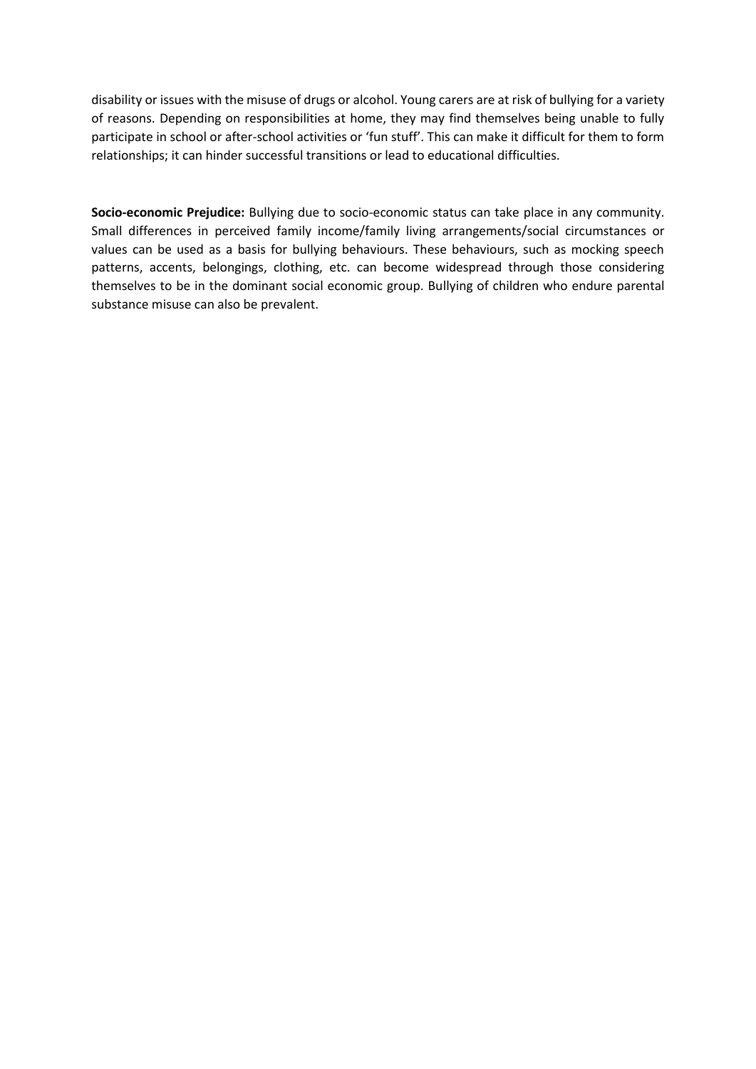disability or issues with the misuse of drugs or alcohol. Young carers are at risk of bullying for a variety of reasons. Depending on responsibilities at home, they may find themselves being unable to fully participate in school or after-school activities or 'fun stuff'. This can make it difficult for them to form relationships; it can hinder successful transitions or lead to educational difficulties.

**Socio-economic Prejudice:** Bullying due to socio-economic status can take place in any community. Small differences in perceived family income/family living arrangements/social circumstances or values can be used as a basis for bullying behaviours. These behaviours, such as mocking speech patterns, accents, belongings, clothing, etc. can become widespread through those considering themselves to be in the dominant social economic group. Bullying of children who endure parental substance misuse can also be prevalent.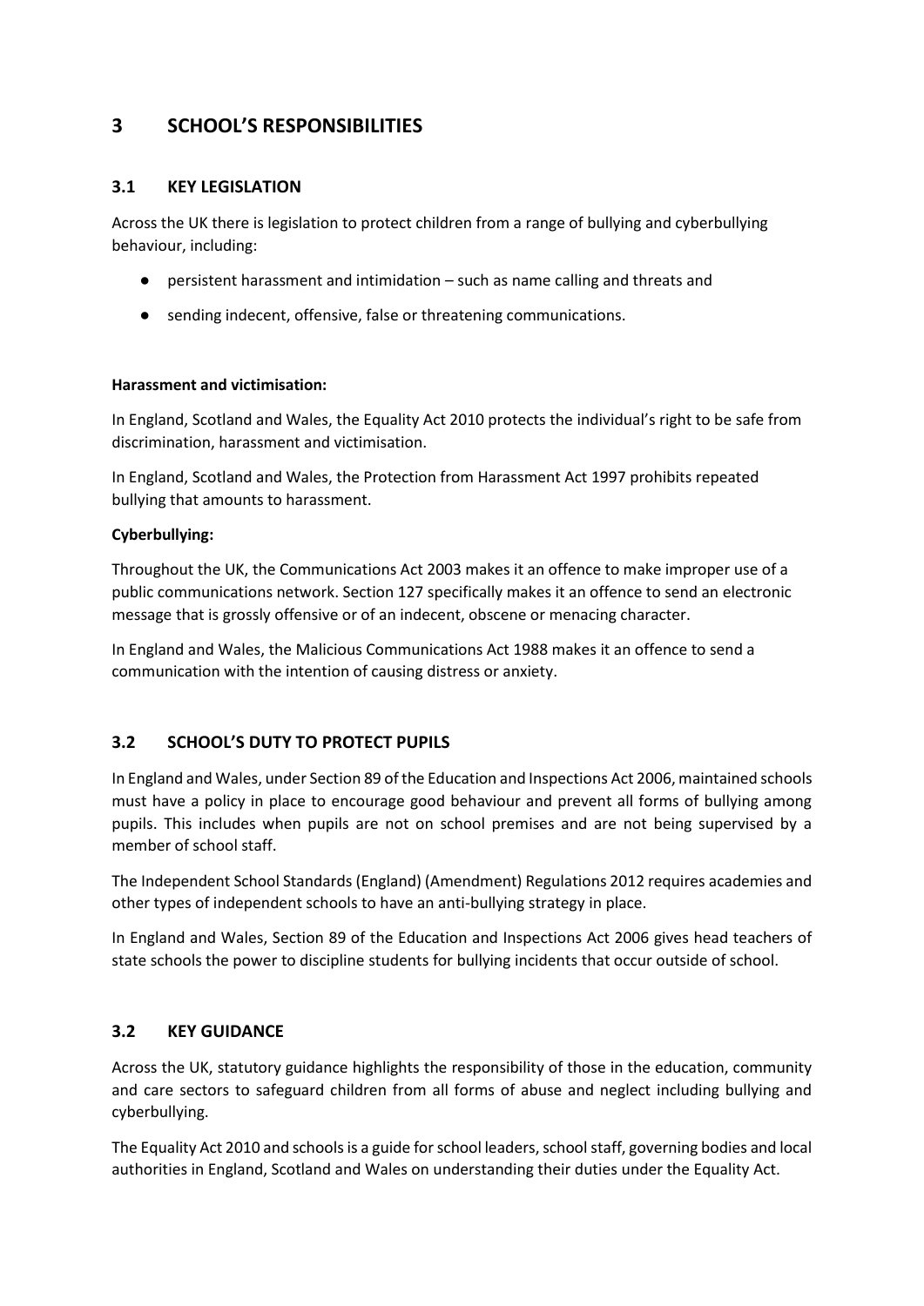# 3 SCHOOL'S RESPONSIBILITIES

## 3.1 KEY LEGISLATION

Across the UK there is legislation to protect children from a range of bullying and cyberbullying behaviour, including:

- persistent harassment and intimidation – such as name calling and threats and
- sending indecent, offensive, false or threatening communications.

**Harassment and victimisation:**

In England, Scotland and Wales, the Equality Act 2010 protects the individual's right to be safe from discrimination, harassment and victimisation.

In England, Scotland and Wales, the Protection from Harassment Act 1997 prohibits repeated bullying that amounts to harassment.

**Cyberbullying:**

Throughout the UK, the Communications Act 2003 makes it an offence to make improper use of a public communications network. Section 127 specifically makes it an offence to send an electronic message that is grossly offensive or of an indecent, obscene or menacing character.

In England and Wales, the Malicious Communications Act 1988 makes it an offence to send a communication with the intention of causing distress or anxiety.

## 3.2 SCHOOL'S DUTY TO PROTECT PUPILS

In England and Wales, under Section 89 of the Education and Inspections Act 2006, maintained schools must have a policy in place to encourage good behaviour and prevent all forms of bullying among pupils. This includes when pupils are not on school premises and are not being supervised by a member of school staff.

The Independent School Standards (England) (Amendment) Regulations 2012 requires academies and other types of independent schools to have an anti-bullying strategy in place.

In England and Wales, Section 89 of the Education and Inspections Act 2006 gives head teachers of state schools the power to discipline students for bullying incidents that occur outside of school.

## 3.2 KEY GUIDANCE

Across the UK, statutory guidance highlights the responsibility of those in the education, community and care sectors to safeguard children from all forms of abuse and neglect including bullying and cyberbullying.

The Equality Act 2010 and schools is a guide for school leaders, school staff, governing bodies and local authorities in England, Scotland and Wales on understanding their duties under the Equality Act.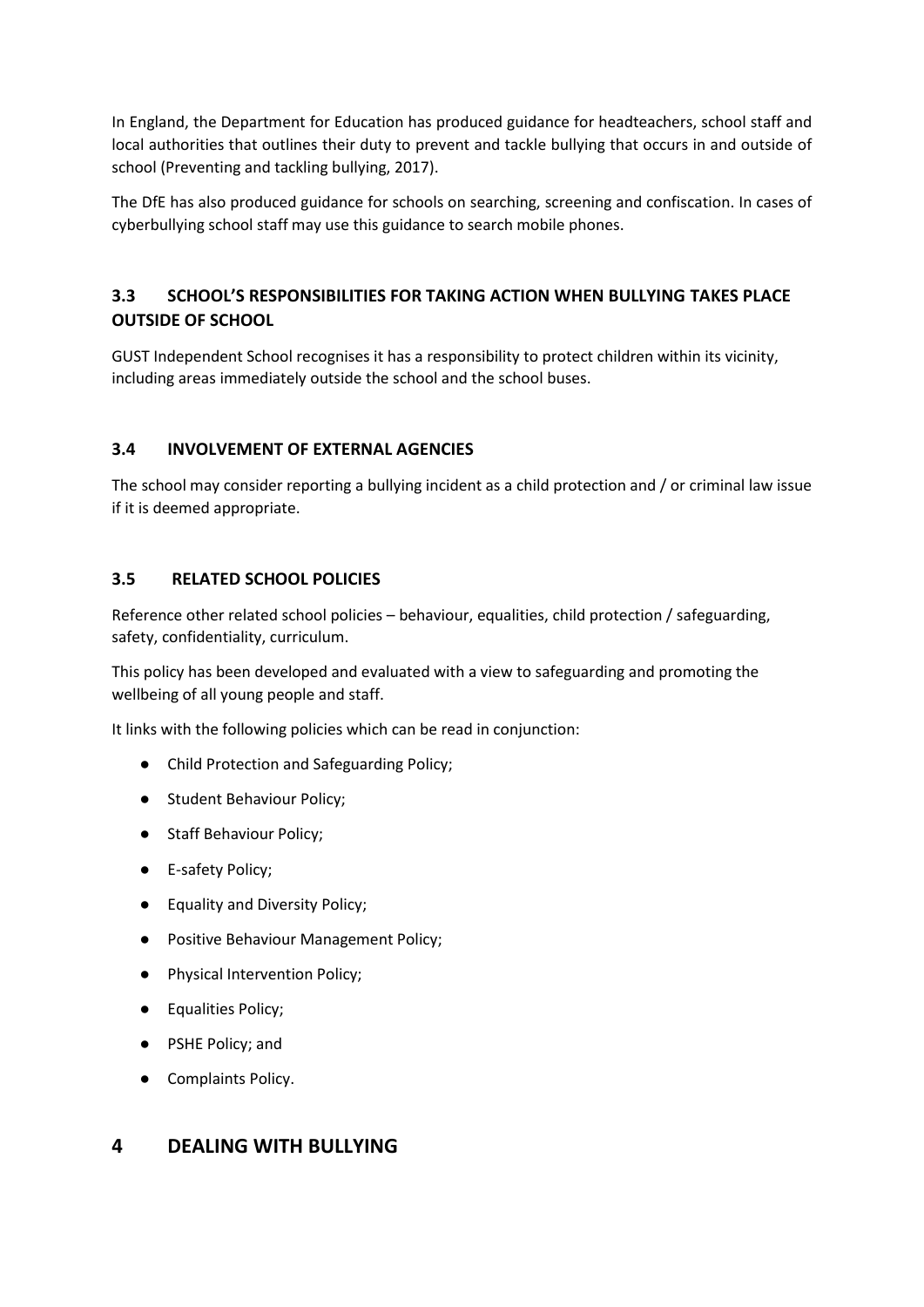In England, the Department for Education has produced guidance for headteachers, school staff and local authorities that outlines their duty to prevent and tackle bullying that occurs in and outside of school (Preventing and tackling bullying, 2017).

The DfE has also produced guidance for schools on searching, screening and confiscation. In cases of cyberbullying school staff may use this guidance to search mobile phones.

### 3.3 SCHOOL'S RESPONSIBILITIES FOR TAKING ACTION WHEN BULLYING TAKES PLACE OUTSIDE OF SCHOOL

GUST Independent School recognises it has a responsibility to protect children within its vicinity, including areas immediately outside the school and the school buses.

### 3.4 INVOLVEMENT OF EXTERNAL AGENCIES

The school may consider reporting a bullying incident as a child protection and / or criminal law issue if it is deemed appropriate.

### 3.5 RELATED SCHOOL POLICIES

Reference other related school policies – behaviour, equalities, child protection / safeguarding, safety, confidentiality, curriculum.

This policy has been developed and evaluated with a view to safeguarding and promoting the wellbeing of all young people and staff.

It links with the following policies which can be read in conjunction:

- Child Protection and Safeguarding Policy;
- Student Behaviour Policy;
- Staff Behaviour Policy;
- E-safety Policy;
- Equality and Diversity Policy;
- Positive Behaviour Management Policy;
- Physical Intervention Policy;
- Equalities Policy;
- PSHE Policy; and
- Complaints Policy.

## 4 DEALING WITH BULLYING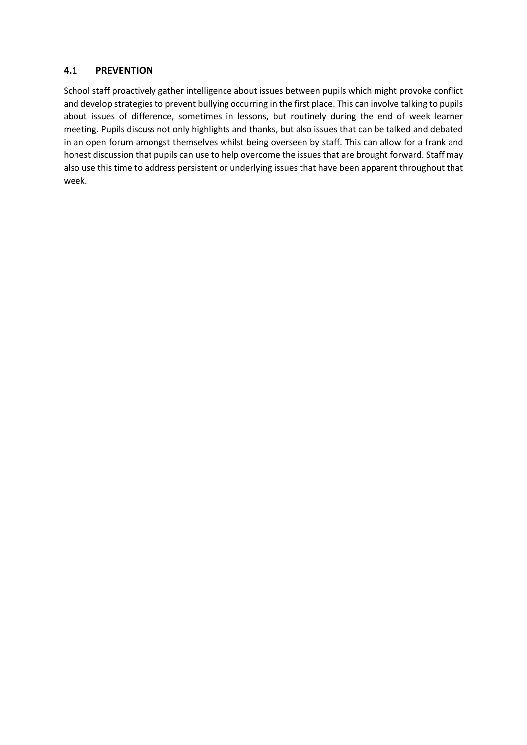### 4.1 PREVENTION

School staff proactively gather intelligence about issues between pupils which might provoke conflict and develop strategies to prevent bullying occurring in the first place. This can involve talking to pupils about issues of difference, sometimes in lessons, but routinely during the end of week learner meeting. Pupils discuss not only highlights and thanks, but also issues that can be talked and debated in an open forum amongst themselves whilst being overseen by staff. This can allow for a frank and honest discussion that pupils can use to help overcome the issues that are brought forward. Staff may also use this time to address persistent or underlying issues that have been apparent throughout that week.